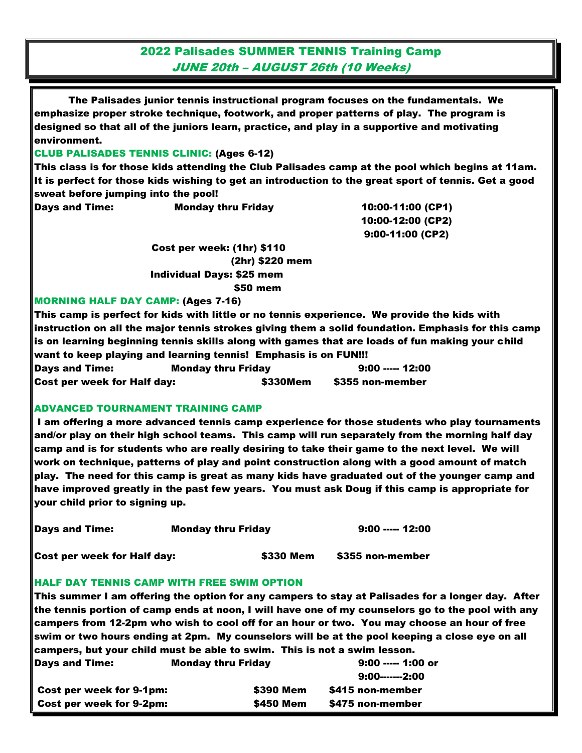# 2022 Palisades SUMMER TENNIS Training Camp

## *JUNE 20th – AUGUST 26th (10 Weeks)*

**The Palisades junior tennis instructional program focuses on the fundamentals. We emphasize proper stroke technique, footwork, and proper patterns of play. The program is designed so that all of the juniors learn, practice, and play in a supportive and motivating environment.**

### CLUB PALISADES TENNIS CLINIC: (Ages 6-12)

**This class is for those kids attending the Club Palisades camp at the pool which begins at 11am. It is perfect for those kids wishing to get an introduction to the great sport of tennis. Get a good sweat before jumping into the pool!**

**Days and Time:** Monday thru Friday
- 10:00-11:00 (CP1)
- 10:00-12:00 (CP2)
- 9:00-11:00 (CP2)

**Cost per week:** (1hr) $110
(2hr) $220 mem

**Individual Days:** $25 mem
$50 mem

### MORNING HALF DAY CAMP: (Ages 7-16)

**This camp is perfect for kids with little or no tennis experience. We provide the kids with instruction on all the major tennis strokes giving them a solid foundation. Emphasis for this camp is on learning beginning tennis skills along with games that are loads of fun making your child want to keep playing and learning tennis! Emphasis is on FUN!!!**

**Days and Time:** Monday thru Friday 9:00 ----- 12:00

**Cost per week for Half day:** $330Mem $355 non-member

### ADVANCED TOURNAMENT TRAINING CAMP

**I am offering a more advanced tennis camp experience for those students who play tournaments and/or play on their high school teams. This camp will run separately from the morning half day camp and is for students who are really desiring to take their game to the next level. We will work on technique, patterns of play and point construction along with a good amount of match play. The need for this camp is great as many kids have graduated out of the younger camp and have improved greatly in the past few years. You must ask Doug if this camp is appropriate for your child prior to signing up.**

**Days and Time:** Monday thru Friday 9:00 ----- 12:00

**Cost per week for Half day:** $330 Mem $355 non-member

### HALF DAY TENNIS CAMP WITH FREE SWIM OPTION

**This summer I am offering the option for any campers to stay at Palisades for a longer day. After the tennis portion of camp ends at noon, I will have one of my counselors go to the pool with any campers from 12-2pm who wish to cool off for an hour or two. You may choose an hour of free swim or two hours ending at 2pm. My counselors will be at the pool keeping a close eye on all campers, but your child must be able to swim. This is not a swim lesson.**

**Days and Time:** Monday thru Friday 9:00 ----- 1:00 or 9:00-------2:00

| | | |
|---|---|---|
| **Cost per week for 9-1pm:** | $390 Mem | $415 non-member |
| **Cost per week for 9-2pm:** | $450 Mem | $475 non-member |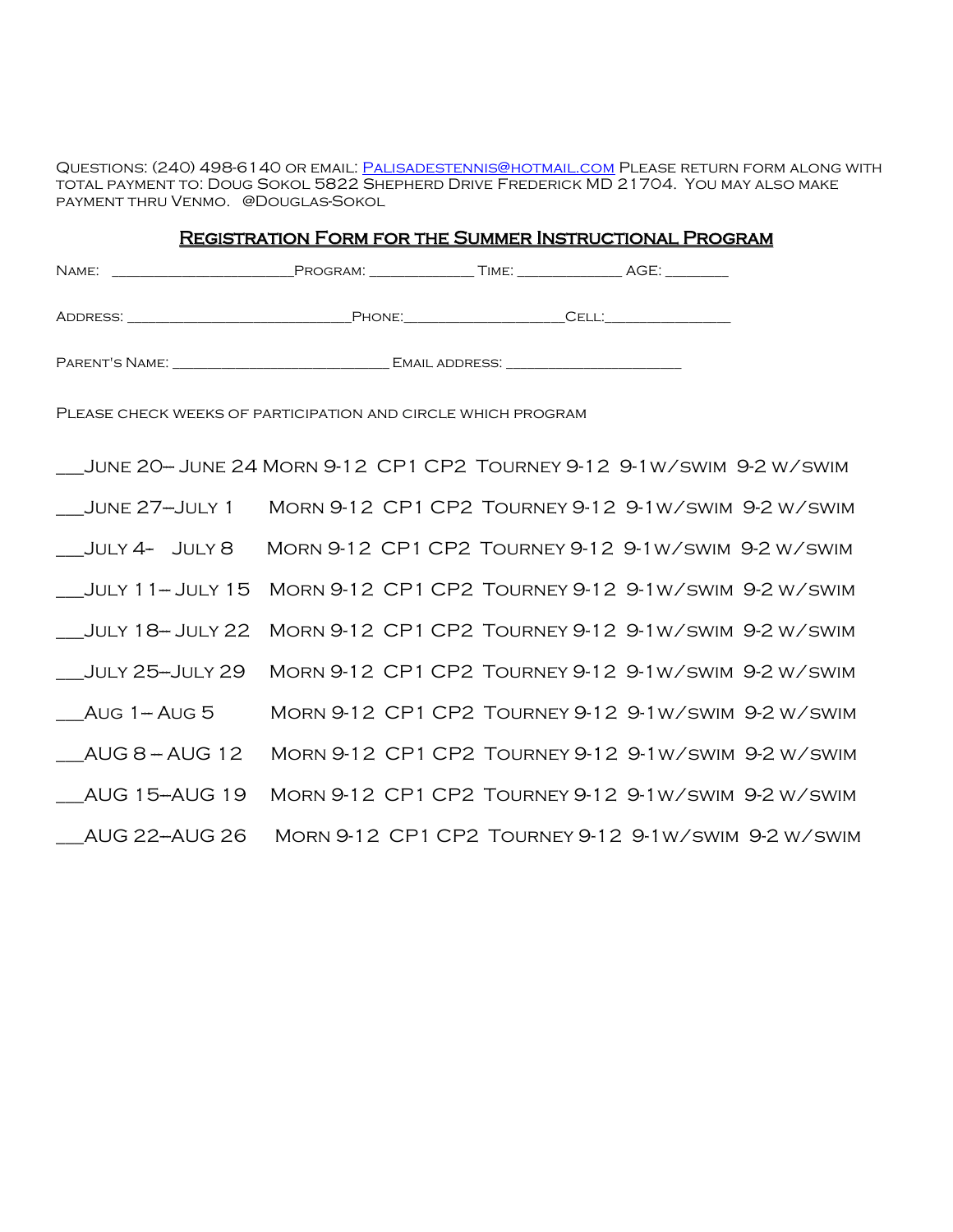Questions: (240) 498-6140 or email: Palisadestennis@hotmail.com Please return form along with total payment to: Doug Sokol 5822 Shepherd Drive Frederick MD 21704. You may also make payment thru Venmo. @Douglas-Sokol

## Registration Form for the Summer Instructional Program

Name: ______________________Program: _____________ Time: _____________ AGE: ________

Address: ___________________________Phone:___________________Cell:________________

Parent's Name: ___________________________ Email address: ______________________

Please check weeks of participation and circle which program

___June 20-- June 24 Morn 9-12 CP1 CP2 Tourney 9-12 9-1w/swim 9-2 w/swim

___June 27--July 1 Morn 9-12 CP1 CP2 Tourney 9-12 9-1w/swim 9-2 w/swim

___July 4- July 8 Morn 9-12 CP1 CP2 Tourney 9-12 9-1w/swim 9-2 w/swim

___July 11-- July 15 Morn 9-12 CP1 CP2 Tourney 9-12 9-1w/swim 9-2 w/swim

___July 18-- July 22 Morn 9-12 CP1 CP2 Tourney 9-12 9-1w/swim 9-2 w/swim

___July 25--July 29 Morn 9-12 CP1 CP2 Tourney 9-12 9-1w/swim 9-2 w/swim

___Aug 1-- Aug 5 Morn 9-12 CP1 CP2 Tourney 9-12 9-1w/swim 9-2 w/swim

___AUG 8 -- AUG 12 Morn 9-12 CP1 CP2 Tourney 9-12 9-1w/swim 9-2 w/swim

___AUG 15--AUG 19 Morn 9-12 CP1 CP2 Tourney 9-12 9-1w/swim 9-2 w/swim

___AUG 22--AUG 26 Morn 9-12 CP1 CP2 Tourney 9-12 9-1w/swim 9-2 w/swim